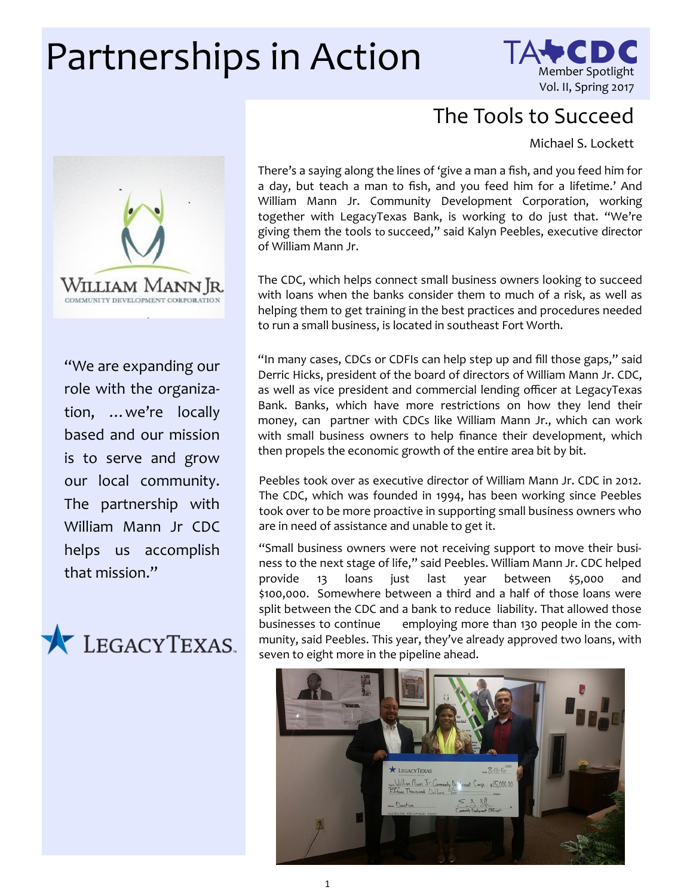# Partnerships in Action

TA CDC Member Spotlight
Vol. II, Spring 2017

## The Tools to Succeed

Michael S. Lockett

There's a saying along the lines of 'give a man a fish, and you feed him for a day, but teach a man to fish, and you feed him for a lifetime.' And William Mann Jr. Community Development Corporation, working together with LegacyTexas Bank, is working to do just that. "We're giving them the tools to succeed," said Kalyn Peebles, executive director of William Mann Jr.

The CDC, which helps connect small business owners looking to succeed with loans when the banks consider them to much of a risk, as well as helping them to get training in the best practices and procedures needed to run a small business, is located in southeast Fort Worth.

"In many cases, CDCs or CDFIs can help step up and fill those gaps," said Derric Hicks, president of the board of directors of William Mann Jr. CDC, as well as vice president and commercial lending officer at LegacyTexas Bank. Banks, which have more restrictions on how they lend their money, can partner with CDCs like William Mann Jr., which can work with small business owners to help finance their development, which then propels the economic growth of the entire area bit by bit.

Peebles took over as executive director of William Mann Jr. CDC in 2012. The CDC, which was founded in 1994, has been working since Peebles took over to be more proactive in supporting small business owners who are in need of assistance and unable to get it.

"Small business owners were not receiving support to move their business to the next stage of life," said Peebles. William Mann Jr. CDC helped provide 13 loans just last year between $5,000 and $100,000. Somewhere between a third and a half of those loans were split between the CDC and a bank to reduce liability. That allowed those businesses to continue employing more than 130 people in the community, said Peebles. This year, they've already approved two loans, with seven to eight more in the pipeline ahead.

"We are expanding our role with the organization, …we're locally based and our mission is to serve and grow our local community. The partnership with William Mann Jr CDC helps us accomplish that mission."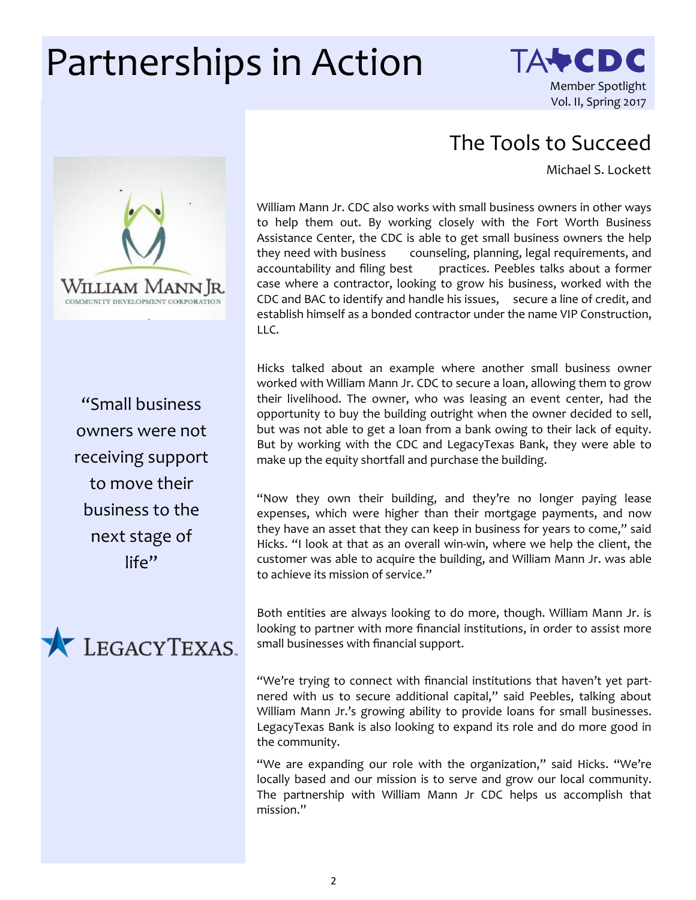# Partnerships in Action

TA CDC Member Spotlight
Vol. II, Spring 2017

## The Tools to Succeed

Michael S. Lockett

William Mann Jr. CDC also works with small business owners in other ways to help them out. By working closely with the Fort Worth Business Assistance Center, the CDC is able to get small business owners the help they need with business counseling, planning, legal requirements, and accountability and filing best practices. Peebles talks about a former case where a contractor, looking to grow his business, worked with the CDC and BAC to identify and handle his issues, secure a line of credit, and establish himself as a bonded contractor under the name VIP Construction, LLC.

Hicks talked about an example where another small business owner worked with William Mann Jr. CDC to secure a loan, allowing them to grow their livelihood. The owner, who was leasing an event center, had the opportunity to buy the building outright when the owner decided to sell, but was not able to get a loan from a bank owing to their lack of equity. But by working with the CDC and LegacyTexas Bank, they were able to make up the equity shortfall and purchase the building.

"Now they own their building, and they're no longer paying lease expenses, which were higher than their mortgage payments, and now they have an asset that they can keep in business for years to come," said Hicks. "I look at that as an overall win-win, where we help the client, the customer was able to acquire the building, and William Mann Jr. was able to achieve its mission of service."

> "Small business owners were not receiving support to move their business to the next stage of life"

Both entities are always looking to do more, though. William Mann Jr. is looking to partner with more financial institutions, in order to assist more small businesses with financial support.

"We're trying to connect with financial institutions that haven't yet partnered with us to secure additional capital," said Peebles, talking about William Mann Jr.'s growing ability to provide loans for small businesses. LegacyTexas Bank is also looking to expand its role and do more good in the community.

"We are expanding our role with the organization," said Hicks. "We're locally based and our mission is to serve and grow our local community. The partnership with William Mann Jr CDC helps us accomplish that mission."